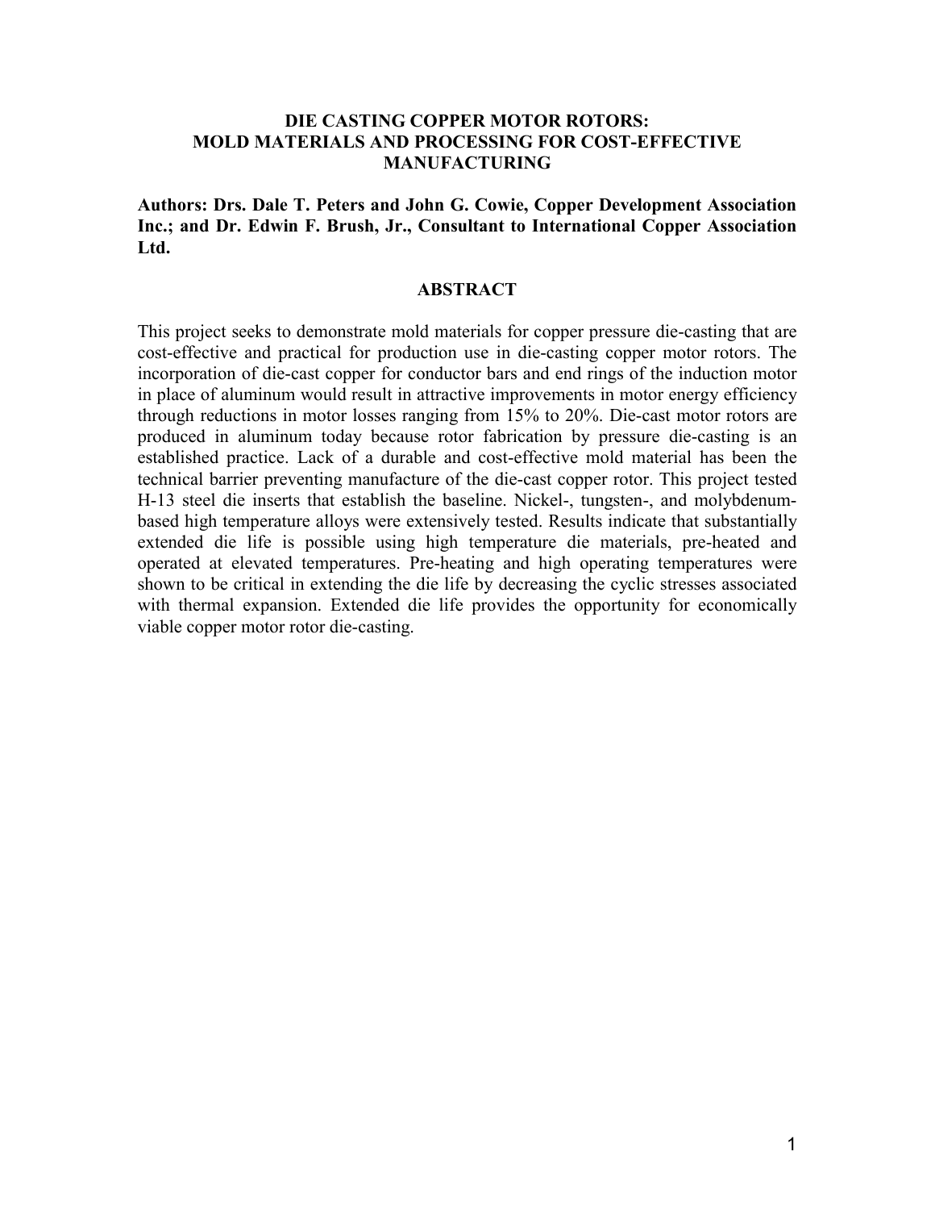# DIE CASTING COPPER MOTOR ROTORS: MOLD MATERIALS AND PROCESSING FOR COST-EFFECTIVE MANUFACTURING

**Authors: Drs. Dale T. Peters and John G. Cowie, Copper Development Association Inc.; and Dr. Edwin F. Brush, Jr., Consultant to International Copper Association Ltd.**

## ABSTRACT

This project seeks to demonstrate mold materials for copper pressure die-casting that are cost-effective and practical for production use in die-casting copper motor rotors. The incorporation of die-cast copper for conductor bars and end rings of the induction motor in place of aluminum would result in attractive improvements in motor energy efficiency through reductions in motor losses ranging from 15% to 20%. Die-cast motor rotors are produced in aluminum today because rotor fabrication by pressure die-casting is an established practice. Lack of a durable and cost-effective mold material has been the technical barrier preventing manufacture of the die-cast copper rotor. This project tested H-13 steel die inserts that establish the baseline. Nickel-, tungsten-, and molybdenum-based high temperature alloys were extensively tested. Results indicate that substantially extended die life is possible using high temperature die materials, pre-heated and operated at elevated temperatures. Pre-heating and high operating temperatures were shown to be critical in extending the die life by decreasing the cyclic stresses associated with thermal expansion. Extended die life provides the opportunity for economically viable copper motor rotor die-casting.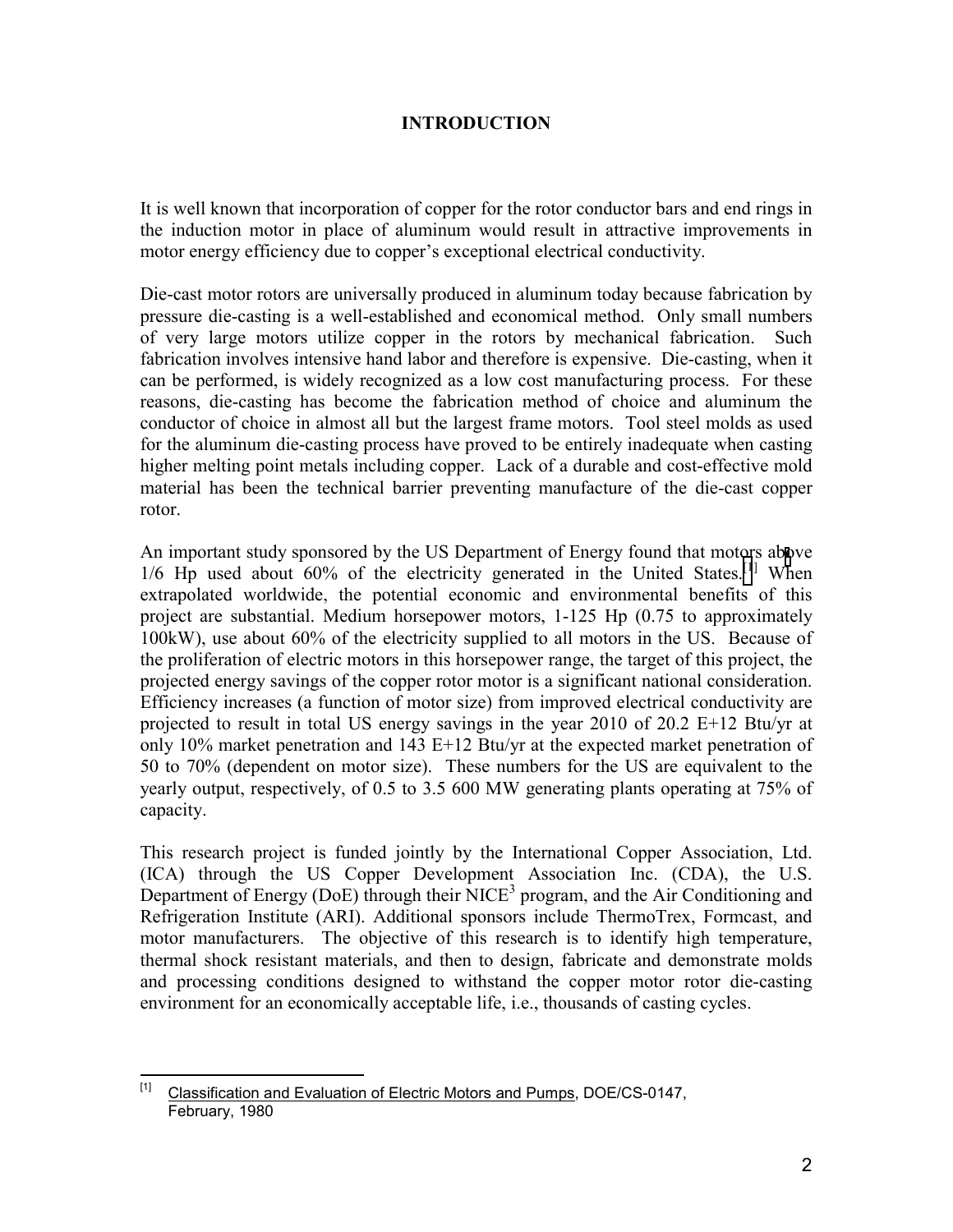# INTRODUCTION

It is well known that incorporation of copper for the rotor conductor bars and end rings in the induction motor in place of aluminum would result in attractive improvements in motor energy efficiency due to copper's exceptional electrical conductivity.

Die-cast motor rotors are universally produced in aluminum today because fabrication by pressure die-casting is a well-established and economical method. Only small numbers of very large motors utilize copper in the rotors by mechanical fabrication. Such fabrication involves intensive hand labor and therefore is expensive. Die-casting, when it can be performed, is widely recognized as a low cost manufacturing process. For these reasons, die-casting has become the fabrication method of choice and aluminum the conductor of choice in almost all but the largest frame motors. Tool steel molds as used for the aluminum die-casting process have proved to be entirely inadequate when casting higher melting point metals including copper. Lack of a durable and cost-effective mold material has been the technical barrier preventing manufacture of the die-cast copper rotor.

An important study sponsored by the US Department of Energy found that motors above 1/6 Hp used about 60% of the electricity generated in the United States.[1] When extrapolated worldwide, the potential economic and environmental benefits of this project are substantial. Medium horsepower motors, 1-125 Hp (0.75 to approximately 100kW), use about 60% of the electricity supplied to all motors in the US. Because of the proliferation of electric motors in this horsepower range, the target of this project, the projected energy savings of the copper rotor motor is a significant national consideration. Efficiency increases (a function of motor size) from improved electrical conductivity are projected to result in total US energy savings in the year 2010 of 20.2 E+12 Btu/yr at only 10% market penetration and 143 E+12 Btu/yr at the expected market penetration of 50 to 70% (dependent on motor size). These numbers for the US are equivalent to the yearly output, respectively, of 0.5 to 3.5 600 MW generating plants operating at 75% of capacity.

This research project is funded jointly by the International Copper Association, Ltd. (ICA) through the US Copper Development Association Inc. (CDA), the U.S. Department of Energy (DoE) through their NICE[3] program, and the Air Conditioning and Refrigeration Institute (ARI). Additional sponsors include ThermoTrex, Formcast, and motor manufacturers. The objective of this research is to identify high temperature, thermal shock resistant materials, and then to design, fabricate and demonstrate molds and processing conditions designed to withstand the copper motor rotor die-casting environment for an economically acceptable life, i.e., thousands of casting cycles.

---

[1] Classification and Evaluation of Electric Motors and Pumps, DOE/CS-0147, February, 1980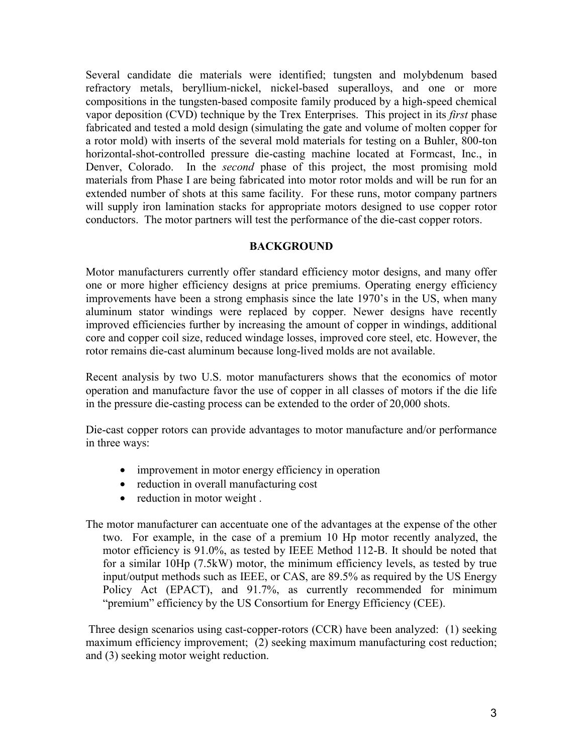Several candidate die materials were identified; tungsten and molybdenum based refractory metals, beryllium-nickel, nickel-based superalloys, and one or more compositions in the tungsten-based composite family produced by a high-speed chemical vapor deposition (CVD) technique by the Trex Enterprises. This project in its *first* phase fabricated and tested a mold design (simulating the gate and volume of molten copper for a rotor mold) with inserts of the several mold materials for testing on a Buhler, 800-ton horizontal-shot-controlled pressure die-casting machine located at Formcast, Inc., in Denver, Colorado. In the *second* phase of this project, the most promising mold materials from Phase I are being fabricated into motor rotor molds and will be run for an extended number of shots at this same facility. For these runs, motor company partners will supply iron lamination stacks for appropriate motors designed to use copper rotor conductors. The motor partners will test the performance of the die-cast copper rotors.

## BACKGROUND

Motor manufacturers currently offer standard efficiency motor designs, and many offer one or more higher efficiency designs at price premiums. Operating energy efficiency improvements have been a strong emphasis since the late 1970's in the US, when many aluminum stator windings were replaced by copper. Newer designs have recently improved efficiencies further by increasing the amount of copper in windings, additional core and copper coil size, reduced windage losses, improved core steel, etc. However, the rotor remains die-cast aluminum because long-lived molds are not available.

Recent analysis by two U.S. motor manufacturers shows that the economics of motor operation and manufacture favor the use of copper in all classes of motors if the die life in the pressure die-casting process can be extended to the order of 20,000 shots.

Die-cast copper rotors can provide advantages to motor manufacture and/or performance in three ways:

- improvement in motor energy efficiency in operation
- reduction in overall manufacturing cost
- reduction in motor weight .

The motor manufacturer can accentuate one of the advantages at the expense of the other two. For example, in the case of a premium 10 Hp motor recently analyzed, the motor efficiency is 91.0%, as tested by IEEE Method 112-B. It should be noted that for a similar 10Hp (7.5kW) motor, the minimum efficiency levels, as tested by true input/output methods such as IEEE, or CAS, are 89.5% as required by the US Energy Policy Act (EPACT), and 91.7%, as currently recommended for minimum "premium" efficiency by the US Consortium for Energy Efficiency (CEE).

Three design scenarios using cast-copper-rotors (CCR) have been analyzed: (1) seeking maximum efficiency improvement; (2) seeking maximum manufacturing cost reduction; and (3) seeking motor weight reduction.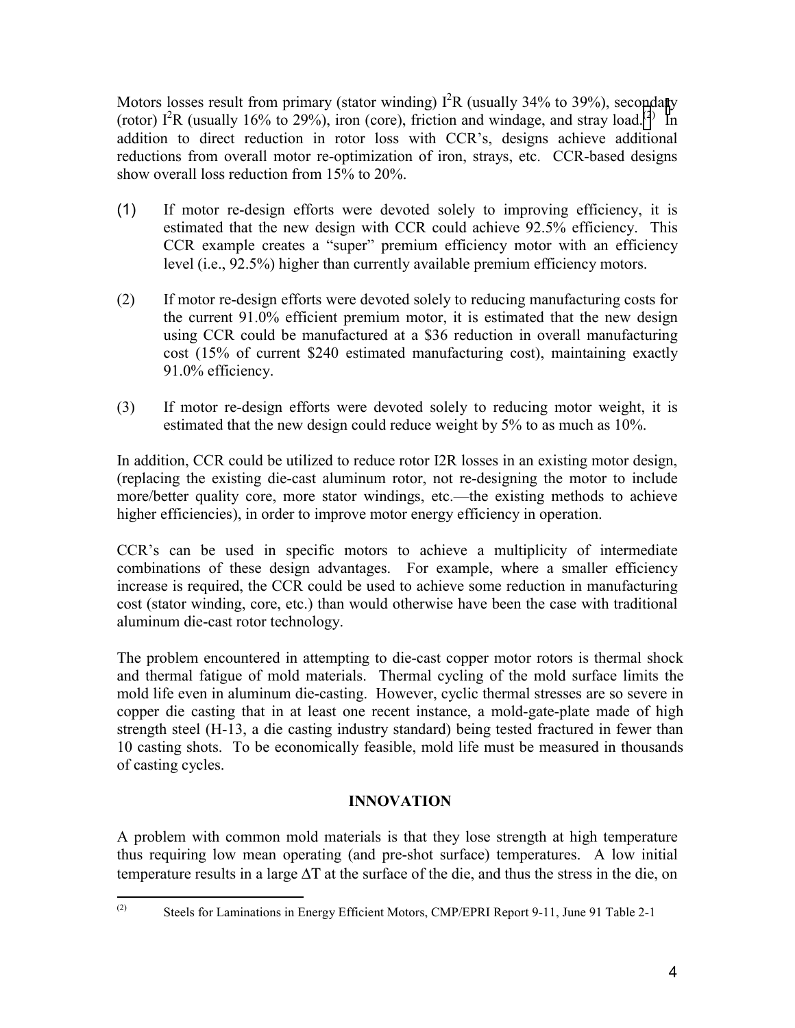Motors losses result from primary (stator winding) $I^2R$ (usually 34% to 39%), secondary (rotor) $I^2R$ (usually 16% to 29%), iron (core), friction and windage, and stray load.[(2)] In addition to direct reduction in rotor loss with CCR's, designs achieve additional reductions from overall motor re-optimization of iron, strays, etc. CCR-based designs show overall loss reduction from 15% to 20%.

(1) If motor re-design efforts were devoted solely to improving efficiency, it is estimated that the new design with CCR could achieve 92.5% efficiency. This CCR example creates a "super" premium efficiency motor with an efficiency level (i.e., 92.5%) higher than currently available premium efficiency motors.

(2) If motor re-design efforts were devoted solely to reducing manufacturing costs for the current 91.0% efficient premium motor, it is estimated that the new design using CCR could be manufactured at a $36 reduction in overall manufacturing cost (15% of current $240 estimated manufacturing cost), maintaining exactly 91.0% efficiency.

(3) If motor re-design efforts were devoted solely to reducing motor weight, it is estimated that the new design could reduce weight by 5% to as much as 10%.

In addition, CCR could be utilized to reduce rotor I2R losses in an existing motor design, (replacing the existing die-cast aluminum rotor, not re-designing the motor to include more/better quality core, more stator windings, etc.—the existing methods to achieve higher efficiencies), in order to improve motor energy efficiency in operation.

CCR's can be used in specific motors to achieve a multiplicity of intermediate combinations of these design advantages. For example, where a smaller efficiency increase is required, the CCR could be used to achieve some reduction in manufacturing cost (stator winding, core, etc.) than would otherwise have been the case with traditional aluminum die-cast rotor technology.

The problem encountered in attempting to die-cast copper motor rotors is thermal shock and thermal fatigue of mold materials. Thermal cycling of the mold surface limits the mold life even in aluminum die-casting. However, cyclic thermal stresses are so severe in copper die casting that in at least one recent instance, a mold-gate-plate made of high strength steel (H-13, a die casting industry standard) being tested fractured in fewer than 10 casting shots. To be economically feasible, mold life must be measured in thousands of casting cycles.

## INNOVATION

A problem with common mold materials is that they lose strength at high temperature thus requiring low mean operating (and pre-shot surface) temperatures. A low initial temperature results in a large $\Delta T$ at the surface of the die, and thus the stress in the die, on

(2) Steels for Laminations in Energy Efficient Motors, CMP/EPRI Report 9-11, June 91 Table 2-1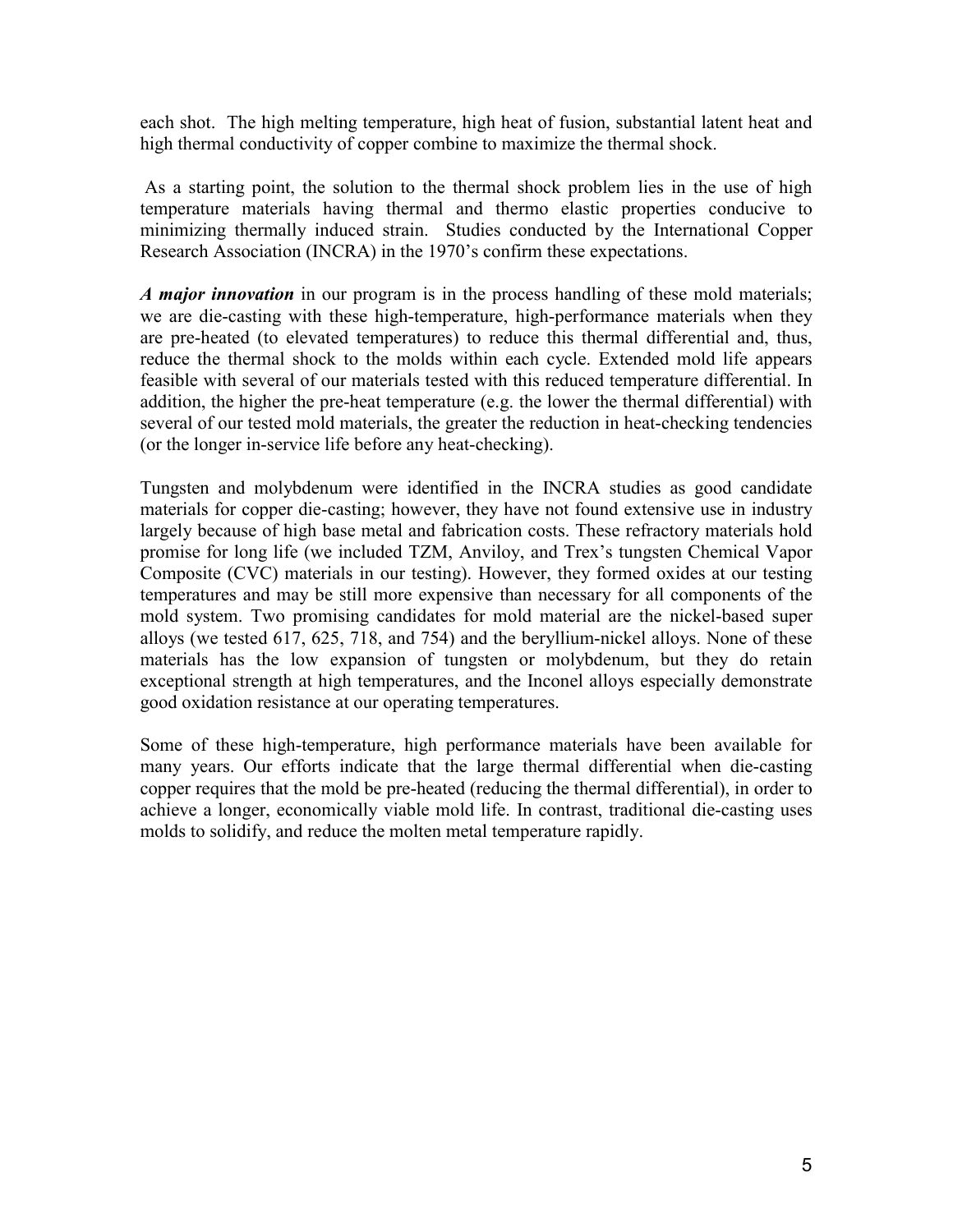each shot. The high melting temperature, high heat of fusion, substantial latent heat and high thermal conductivity of copper combine to maximize the thermal shock.

As a starting point, the solution to the thermal shock problem lies in the use of high temperature materials having thermal and thermo elastic properties conducive to minimizing thermally induced strain. Studies conducted by the International Copper Research Association (INCRA) in the 1970's confirm these expectations.

***A major innovation*** in our program is in the process handling of these mold materials; we are die-casting with these high-temperature, high-performance materials when they are pre-heated (to elevated temperatures) to reduce this thermal differential and, thus, reduce the thermal shock to the molds within each cycle. Extended mold life appears feasible with several of our materials tested with this reduced temperature differential. In addition, the higher the pre-heat temperature (e.g. the lower the thermal differential) with several of our tested mold materials, the greater the reduction in heat-checking tendencies (or the longer in-service life before any heat-checking).

Tungsten and molybdenum were identified in the INCRA studies as good candidate materials for copper die-casting; however, they have not found extensive use in industry largely because of high base metal and fabrication costs. These refractory materials hold promise for long life (we included TZM, Anviloy, and Trex's tungsten Chemical Vapor Composite (CVC) materials in our testing). However, they formed oxides at our testing temperatures and may be still more expensive than necessary for all components of the mold system. Two promising candidates for mold material are the nickel-based super alloys (we tested 617, 625, 718, and 754) and the beryllium-nickel alloys. None of these materials has the low expansion of tungsten or molybdenum, but they do retain exceptional strength at high temperatures, and the Inconel alloys especially demonstrate good oxidation resistance at our operating temperatures.

Some of these high-temperature, high performance materials have been available for many years. Our efforts indicate that the large thermal differential when die-casting copper requires that the mold be pre-heated (reducing the thermal differential), in order to achieve a longer, economically viable mold life. In contrast, traditional die-casting uses molds to solidify, and reduce the molten metal temperature rapidly.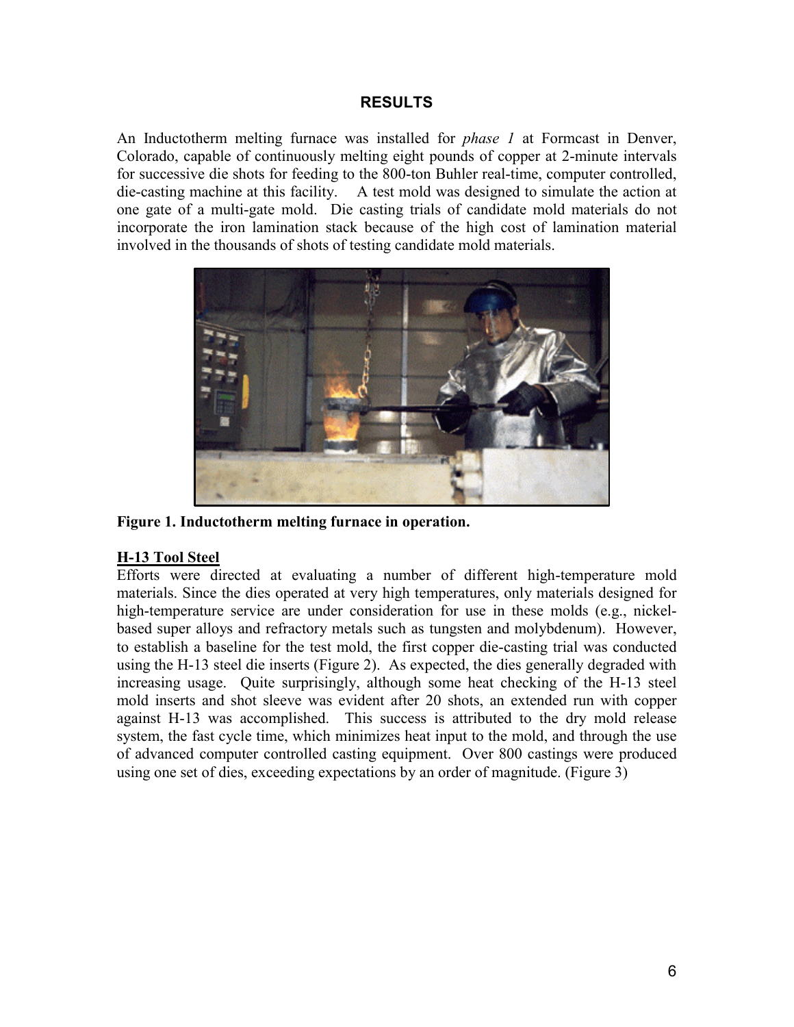## RESULTS

An Inductotherm melting furnace was installed for *phase 1* at Formcast in Denver, Colorado, capable of continuously melting eight pounds of copper at 2-minute intervals for successive die shots for feeding to the 800-ton Buhler real-time, computer controlled, die-casting machine at this facility. A test mold was designed to simulate the action at one gate of a multi-gate mold. Die casting trials of candidate mold materials do not incorporate the iron lamination stack because of the high cost of lamination material involved in the thousands of shots of testing candidate mold materials.

**Figure 1. Inductotherm melting furnace in operation.**

### H-13 Tool Steel

Efforts were directed at evaluating a number of different high-temperature mold materials. Since the dies operated at very high temperatures, only materials designed for high-temperature service are under consideration for use in these molds (e.g., nickel-based super alloys and refractory metals such as tungsten and molybdenum). However, to establish a baseline for the test mold, the first copper die-casting trial was conducted using the H-13 steel die inserts (Figure 2). As expected, the dies generally degraded with increasing usage. Quite surprisingly, although some heat checking of the H-13 steel mold inserts and shot sleeve was evident after 20 shots, an extended run with copper against H-13 was accomplished. This success is attributed to the dry mold release system, the fast cycle time, which minimizes heat input to the mold, and through the use of advanced computer controlled casting equipment. Over 800 castings were produced using one set of dies, exceeding expectations by an order of magnitude. (Figure 3)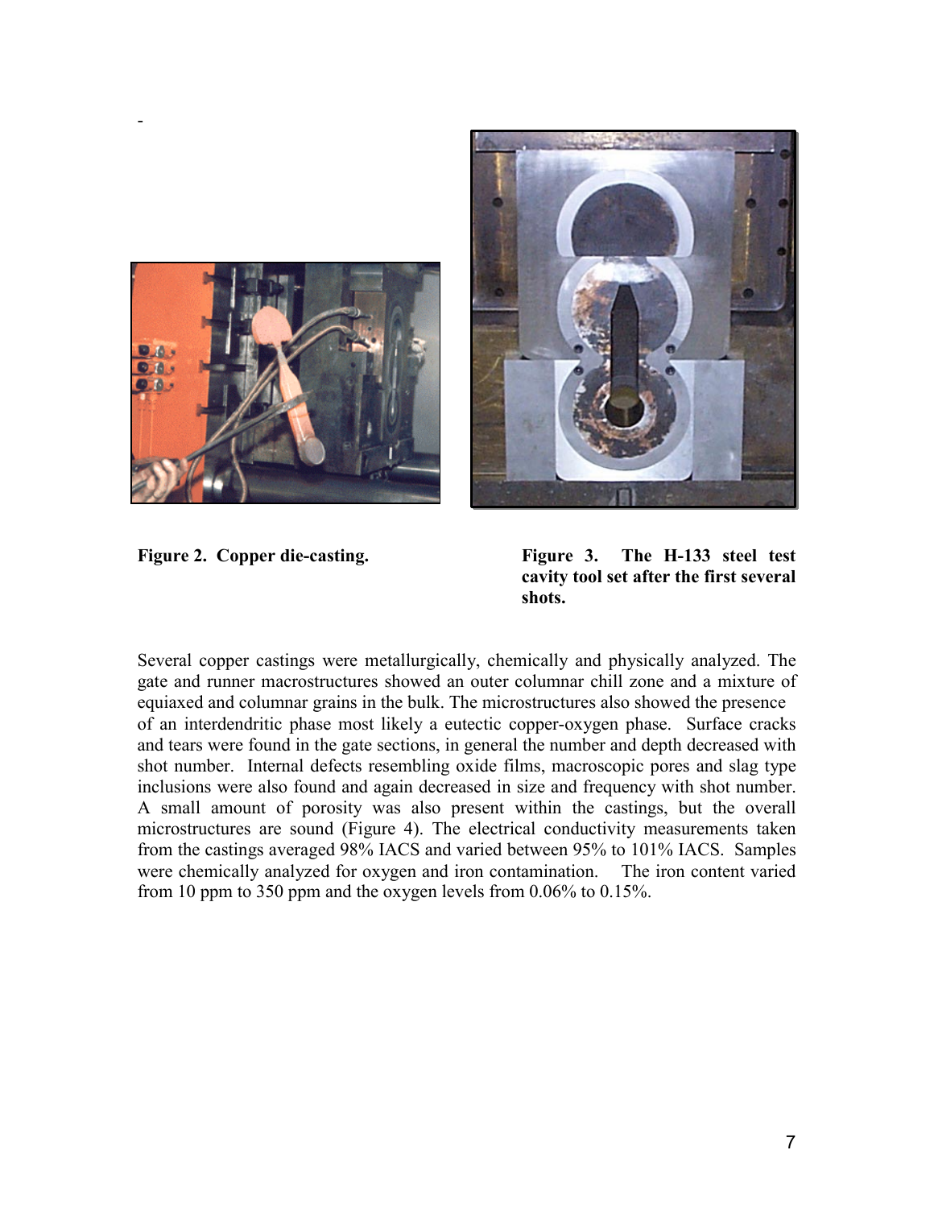-

Figure 2. Copper die-casting.

Figure 3. The H-133 steel test cavity tool set after the first several shots.

Several copper castings were metallurgically, chemically and physically analyzed. The gate and runner macrostructures showed an outer columnar chill zone and a mixture of equiaxed and columnar grains in the bulk. The microstructures also showed the presence of an interdendritic phase most likely a eutectic copper-oxygen phase. Surface cracks and tears were found in the gate sections, in general the number and depth decreased with shot number. Internal defects resembling oxide films, macroscopic pores and slag type inclusions were also found and again decreased in size and frequency with shot number. A small amount of porosity was also present within the castings, but the overall microstructures are sound (Figure 4). The electrical conductivity measurements taken from the castings averaged 98% IACS and varied between 95% to 101% IACS. Samples were chemically analyzed for oxygen and iron contamination. The iron content varied from 10 ppm to 350 ppm and the oxygen levels from 0.06% to 0.15%.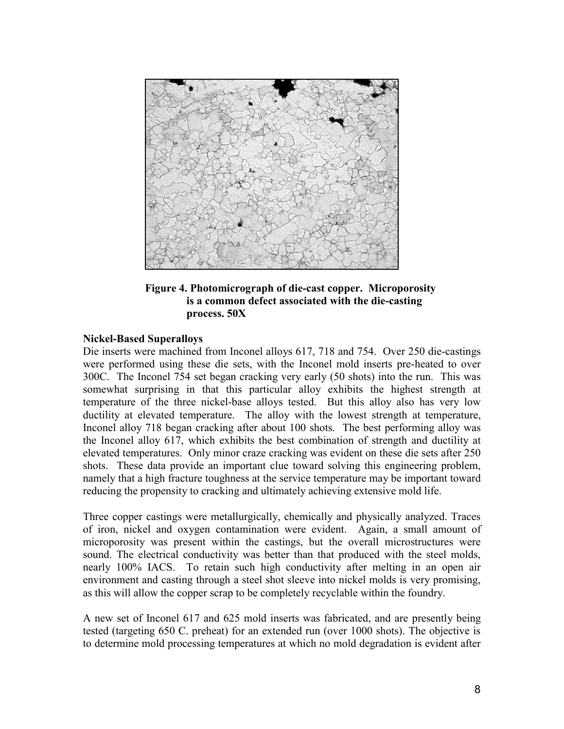**Figure 4. Photomicrograph of die-cast copper. Microporosity is a common defect associated with the die-casting process. 50X**

**Nickel-Based Superalloys**

Die inserts were machined from Inconel alloys 617, 718 and 754. Over 250 die-castings were performed using these die sets, with the Inconel mold inserts pre-heated to over 300C. The Inconel 754 set began cracking very early (50 shots) into the run. This was somewhat surprising in that this particular alloy exhibits the highest strength at temperature of the three nickel-base alloys tested. But this alloy also has very low ductility at elevated temperature. The alloy with the lowest strength at temperature, Inconel alloy 718 began cracking after about 100 shots. The best performing alloy was the Inconel alloy 617, which exhibits the best combination of strength and ductility at elevated temperatures. Only minor craze cracking was evident on these die sets after 250 shots. These data provide an important clue toward solving this engineering problem, namely that a high fracture toughness at the service temperature may be important toward reducing the propensity to cracking and ultimately achieving extensive mold life.

Three copper castings were metallurgically, chemically and physically analyzed. Traces of iron, nickel and oxygen contamination were evident. Again, a small amount of microporosity was present within the castings, but the overall microstructures were sound. The electrical conductivity was better than that produced with the steel molds, nearly 100% IACS. To retain such high conductivity after melting in an open air environment and casting through a steel shot sleeve into nickel molds is very promising, as this will allow the copper scrap to be completely recyclable within the foundry.

A new set of Inconel 617 and 625 mold inserts was fabricated, and are presently being tested (targeting 650 C. preheat) for an extended run (over 1000 shots). The objective is to determine mold processing temperatures at which no mold degradation is evident after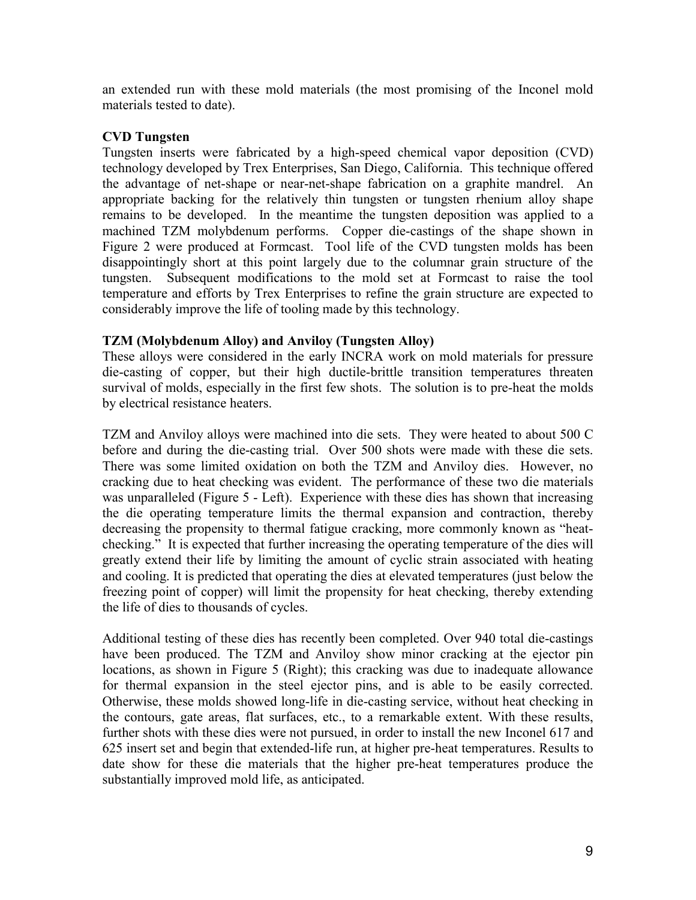an extended run with these mold materials (the most promising of the Inconel mold materials tested to date).

**CVD Tungsten**

Tungsten inserts were fabricated by a high-speed chemical vapor deposition (CVD) technology developed by Trex Enterprises, San Diego, California. This technique offered the advantage of net-shape or near-net-shape fabrication on a graphite mandrel. An appropriate backing for the relatively thin tungsten or tungsten rhenium alloy shape remains to be developed. In the meantime the tungsten deposition was applied to a machined TZM molybdenum performs. Copper die-castings of the shape shown in Figure 2 were produced at Formcast. Tool life of the CVD tungsten molds has been disappointingly short at this point largely due to the columnar grain structure of the tungsten. Subsequent modifications to the mold set at Formcast to raise the tool temperature and efforts by Trex Enterprises to refine the grain structure are expected to considerably improve the life of tooling made by this technology.

**TZM (Molybdenum Alloy) and Anviloy (Tungsten Alloy)**

These alloys were considered in the early INCRA work on mold materials for pressure die-casting of copper, but their high ductile-brittle transition temperatures threaten survival of molds, especially in the first few shots. The solution is to pre-heat the molds by electrical resistance heaters.

TZM and Anviloy alloys were machined into die sets. They were heated to about 500 C before and during the die-casting trial. Over 500 shots were made with these die sets. There was some limited oxidation on both the TZM and Anviloy dies. However, no cracking due to heat checking was evident. The performance of these two die materials was unparalleled (Figure 5 - Left). Experience with these dies has shown that increasing the die operating temperature limits the thermal expansion and contraction, thereby decreasing the propensity to thermal fatigue cracking, more commonly known as "heat-checking." It is expected that further increasing the operating temperature of the dies will greatly extend their life by limiting the amount of cyclic strain associated with heating and cooling. It is predicted that operating the dies at elevated temperatures (just below the freezing point of copper) will limit the propensity for heat checking, thereby extending the life of dies to thousands of cycles.

Additional testing of these dies has recently been completed. Over 940 total die-castings have been produced. The TZM and Anviloy show minor cracking at the ejector pin locations, as shown in Figure 5 (Right); this cracking was due to inadequate allowance for thermal expansion in the steel ejector pins, and is able to be easily corrected. Otherwise, these molds showed long-life in die-casting service, without heat checking in the contours, gate areas, flat surfaces, etc., to a remarkable extent. With these results, further shots with these dies were not pursued, in order to install the new Inconel 617 and 625 insert set and begin that extended-life run, at higher pre-heat temperatures. Results to date show for these die materials that the higher pre-heat temperatures produce the substantially improved mold life, as anticipated.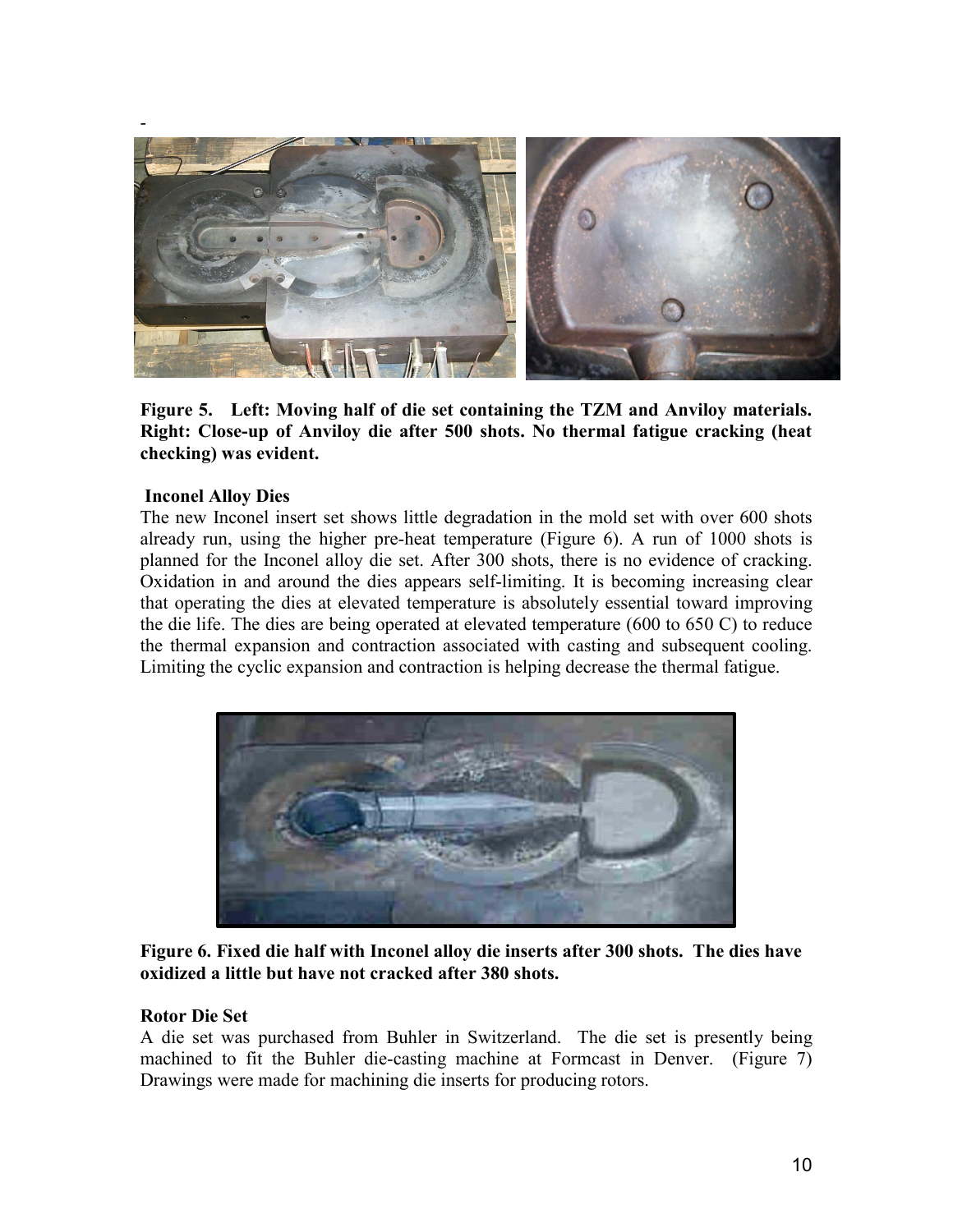-

**Figure 5. Left: Moving half of die set containing the TZM and Anviloy materials. Right: Close-up of Anviloy die after 500 shots. No thermal fatigue cracking (heat checking) was evident.**

**Inconel Alloy Dies**

The new Inconel insert set shows little degradation in the mold set with over 600 shots already run, using the higher pre-heat temperature (Figure 6). A run of 1000 shots is planned for the Inconel alloy die set. After 300 shots, there is no evidence of cracking. Oxidation in and around the dies appears self-limiting. It is becoming increasing clear that operating the dies at elevated temperature is absolutely essential toward improving the die life. The dies are being operated at elevated temperature (600 to 650 C) to reduce the thermal expansion and contraction associated with casting and subsequent cooling. Limiting the cyclic expansion and contraction is helping decrease the thermal fatigue.

**Figure 6. Fixed die half with Inconel alloy die inserts after 300 shots. The dies have oxidized a little but have not cracked after 380 shots.**

**Rotor Die Set**

A die set was purchased from Buhler in Switzerland. The die set is presently being machined to fit the Buhler die-casting machine at Formcast in Denver. (Figure 7) Drawings were made for machining die inserts for producing rotors.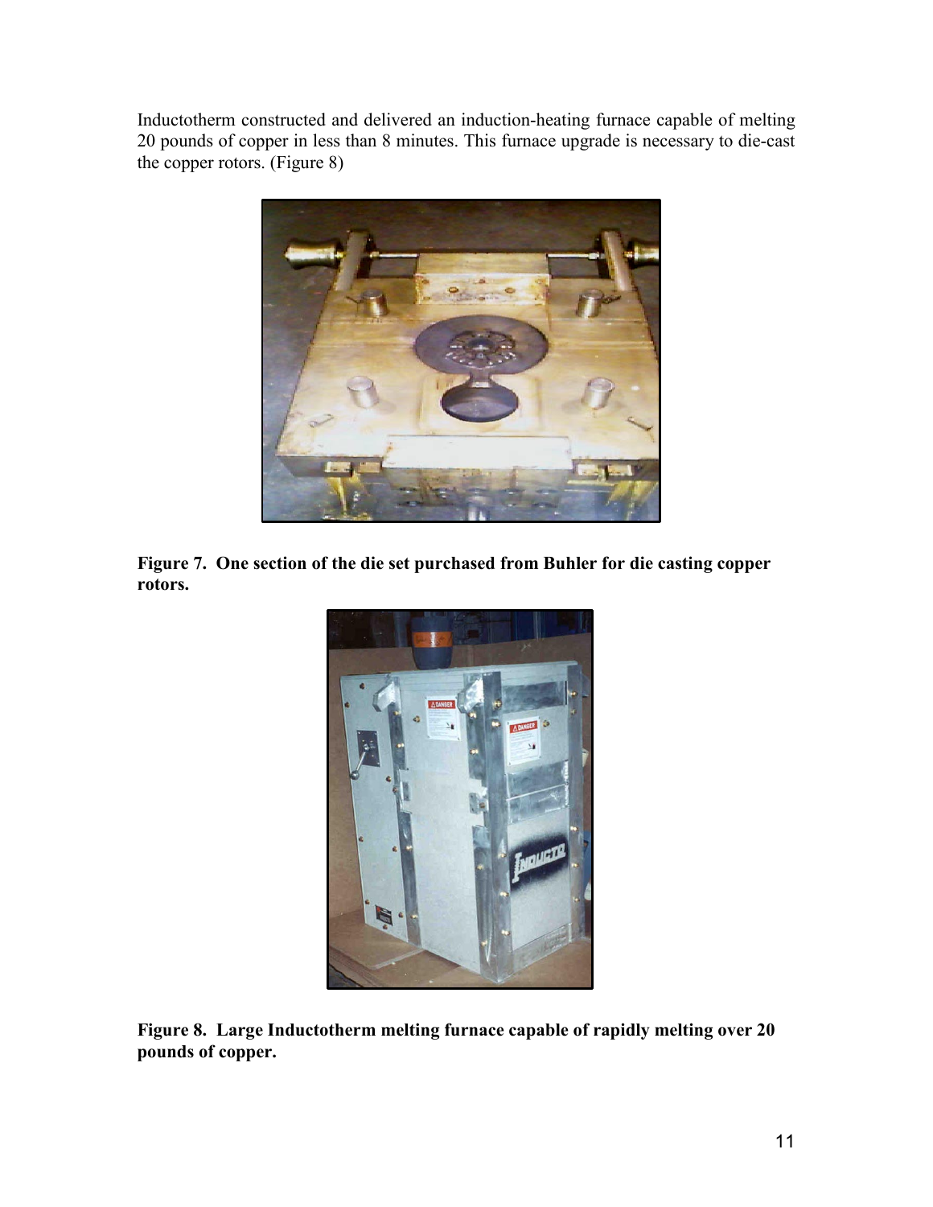Inductotherm constructed and delivered an induction-heating furnace capable of melting 20 pounds of copper in less than 8 minutes. This furnace upgrade is necessary to die-cast the copper rotors. (Figure 8)

**Figure 7. One section of the die set purchased from Buhler for die casting copper rotors.**

**Figure 8. Large Inductotherm melting furnace capable of rapidly melting over 20 pounds of copper.**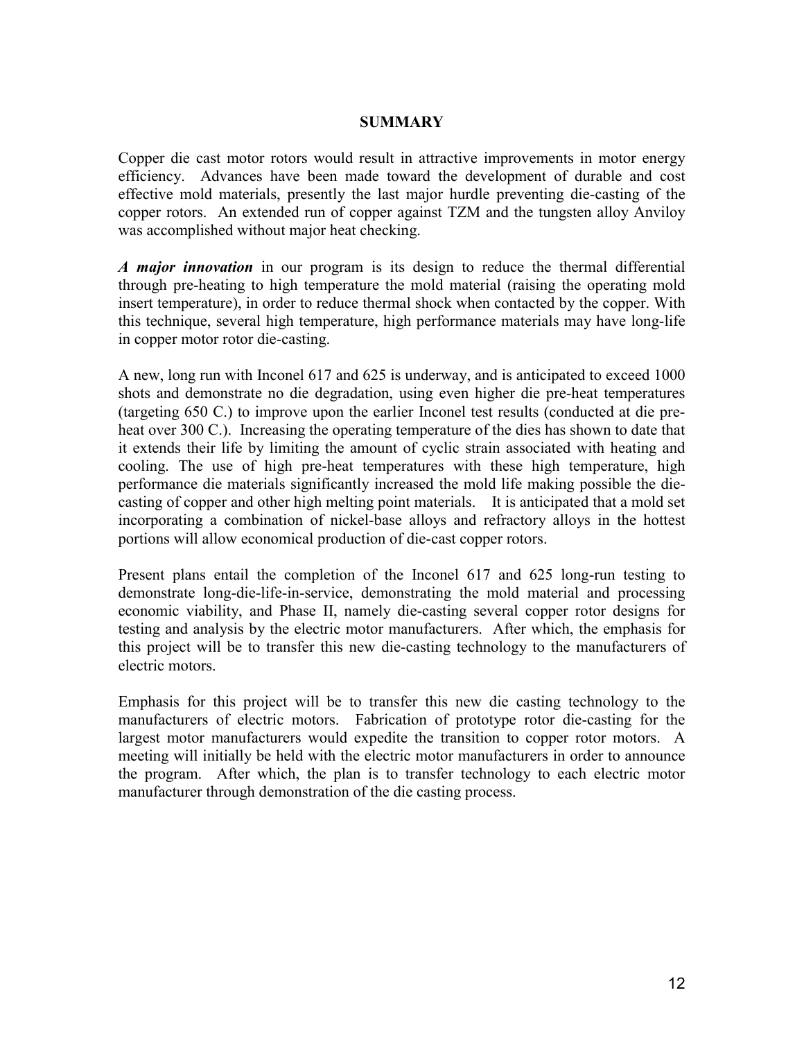## SUMMARY

Copper die cast motor rotors would result in attractive improvements in motor energy efficiency. Advances have been made toward the development of durable and cost effective mold materials, presently the last major hurdle preventing die-casting of the copper rotors. An extended run of copper against TZM and the tungsten alloy Anviloy was accomplished without major heat checking.

***A major innovation*** in our program is its design to reduce the thermal differential through pre-heating to high temperature the mold material (raising the operating mold insert temperature), in order to reduce thermal shock when contacted by the copper. With this technique, several high temperature, high performance materials may have long-life in copper motor rotor die-casting.

A new, long run with Inconel 617 and 625 is underway, and is anticipated to exceed 1000 shots and demonstrate no die degradation, using even higher die pre-heat temperatures (targeting 650 C.) to improve upon the earlier Inconel test results (conducted at die pre-heat over 300 C.). Increasing the operating temperature of the dies has shown to date that it extends their life by limiting the amount of cyclic strain associated with heating and cooling. The use of high pre-heat temperatures with these high temperature, high performance die materials significantly increased the mold life making possible the die-casting of copper and other high melting point materials. It is anticipated that a mold set incorporating a combination of nickel-base alloys and refractory alloys in the hottest portions will allow economical production of die-cast copper rotors.

Present plans entail the completion of the Inconel 617 and 625 long-run testing to demonstrate long-die-life-in-service, demonstrating the mold material and processing economic viability, and Phase II, namely die-casting several copper rotor designs for testing and analysis by the electric motor manufacturers. After which, the emphasis for this project will be to transfer this new die-casting technology to the manufacturers of electric motors.

Emphasis for this project will be to transfer this new die casting technology to the manufacturers of electric motors. Fabrication of prototype rotor die-casting for the largest motor manufacturers would expedite the transition to copper rotor motors. A meeting will initially be held with the electric motor manufacturers in order to announce the program. After which, the plan is to transfer technology to each electric motor manufacturer through demonstration of the die casting process.